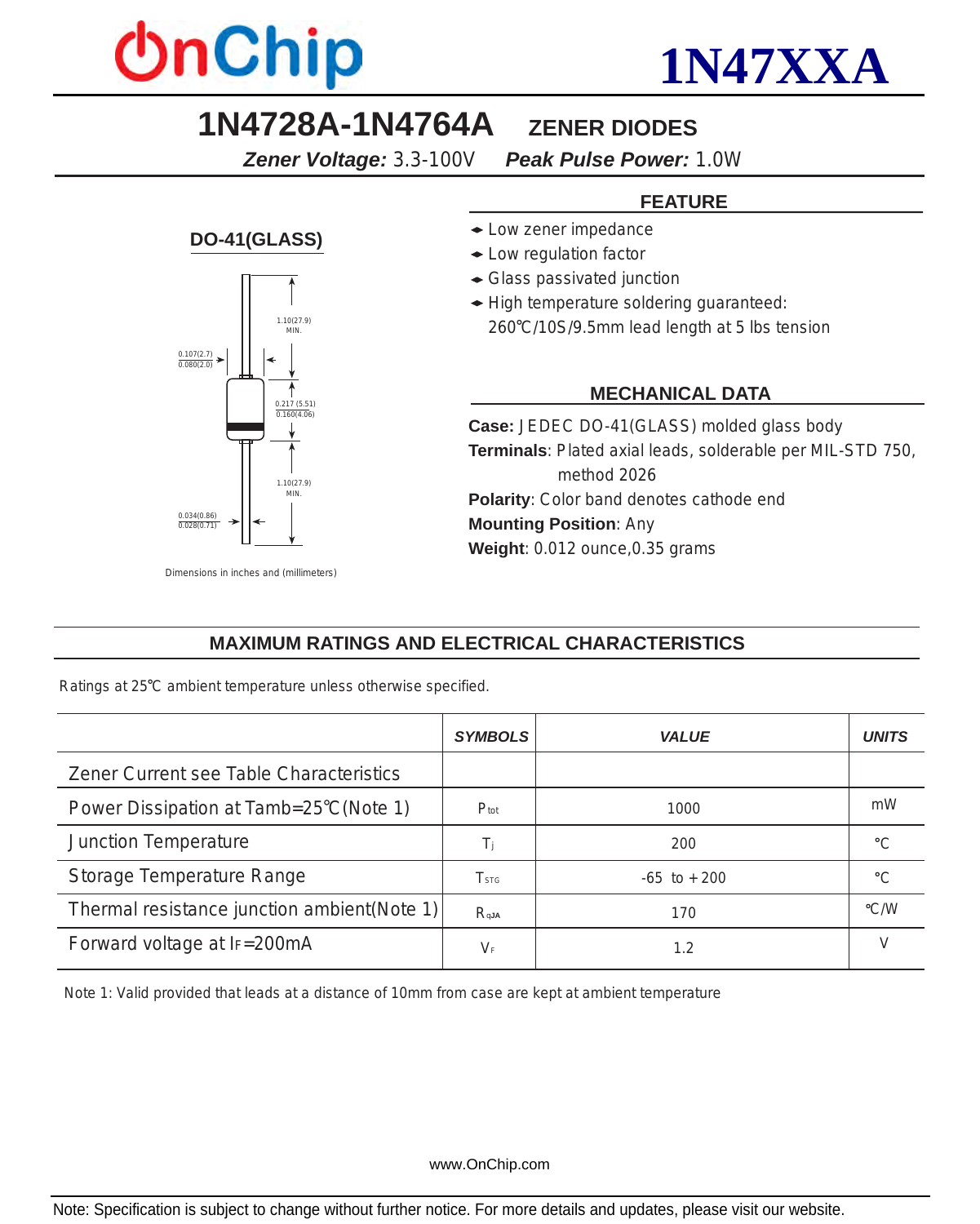# 1N47XXA

## 1N4728A-1N4764A ZENER DIODES

***Zener Voltage:*** 3.3-100V ***Peak Pulse Power:*** 1.0W

**DO-41(GLASS)**

1.10(27.9) MIN.

0.107(2.7) / 0.080(2.0)

0.217 (5.51) / 0.160(4.06)

1.10(27.9) MIN.

0.034(0.86) / 0.028(0.71)

Dimensions in inches and (millimeters)

### FEATURE

- Low zener impedance
- Low regulation factor
- Glass passivated junction
- High temperature soldering guaranteed: 260℃/10S/9.5mm lead length at 5 lbs tension

### MECHANICAL DATA

**Case:** JEDEC DO-41(GLASS) molded glass body
**Terminals**: Plated axial leads, solderable per MIL-STD 750, method 2026
**Polarity**: Color band denotes cathode end
**Mounting Position**: Any
**Weight**: 0.012 ounce,0.35 grams

## MAXIMUM RATINGS AND ELECTRICAL CHARACTERISTICS

Ratings at 25℃ ambient temperature unless otherwise specified.

| | *SYMBOLS* | *VALUE* | *UNITS* |
|---|---|---|---|
| Zener Current see Table Characteristics | | | |
| Power Dissipation at Tamb=25℃(Note 1) | $P_{tot}$ | 1000 | mW |
| Junction Temperature | $T_j$ | 200 | ℃ |
| Storage Temperature Range | $T_{STG}$ | -65 to +200 | ℃ |
| Thermal resistance junction ambient(Note 1) | $R_{\theta JA}$ | 170 | ℃/W |
| Forward voltage at $I_F$=200mA | $V_F$ | 1.2 | V |

Note 1: Valid provided that leads at a distance of 10mm from case are kept at ambient temperature

www.OnChip.com

Note: Specification is subject to change without further notice. For more details and updates, please visit our website.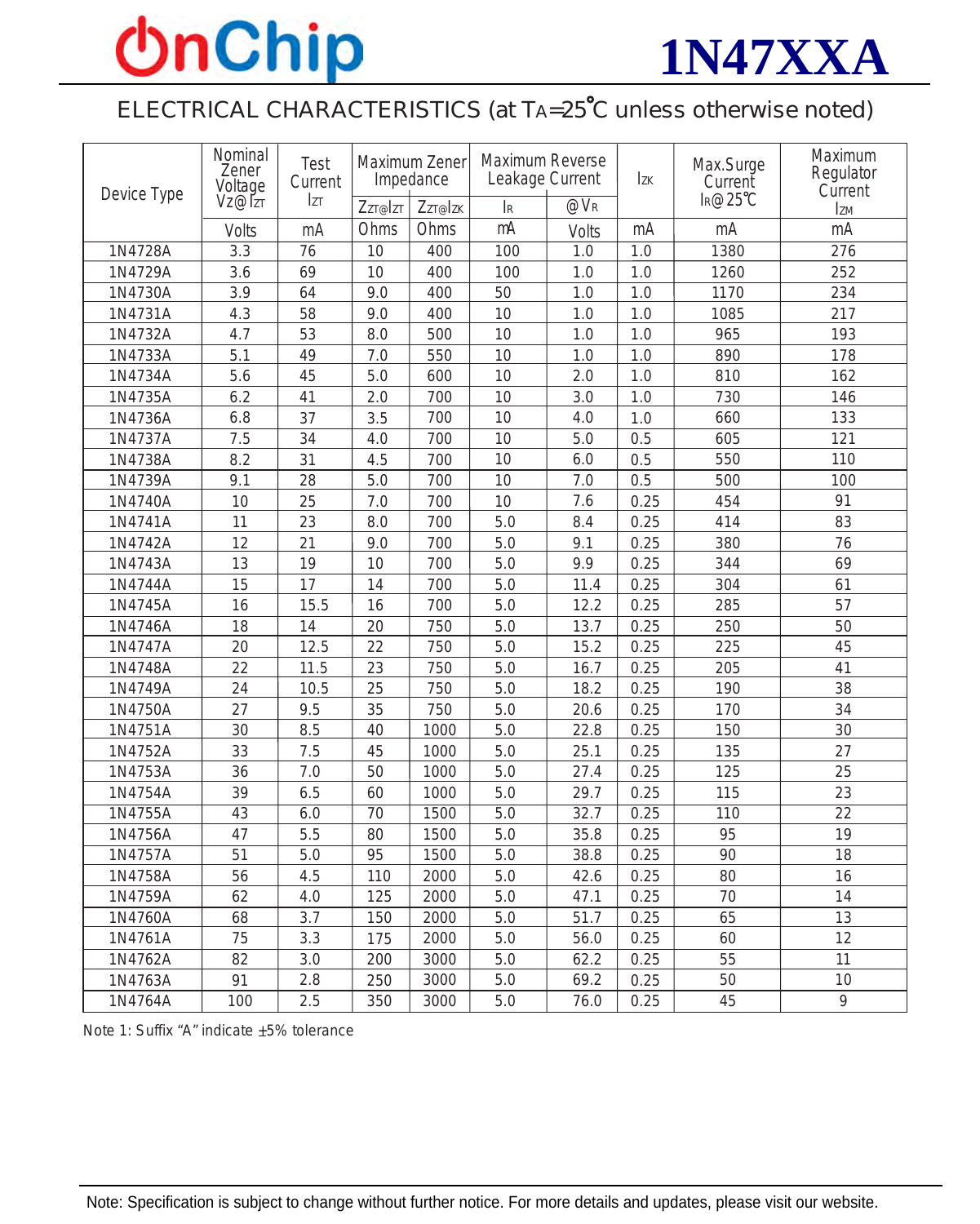# 1N47XXA

## ELECTRICAL CHARACTERISTICS (at $T_A$=25℃ unless otherwise noted)

| Device Type | Nominal Zener Voltage $V_Z$@$I_{ZT}$ | Test Current $I_{ZT}$ | Maximum Zener Impedance | | Maximum Reverse Leakage Current | | $I_{ZK}$ | Max.Surge Current $I_R$@25℃ | Maximum Regulator Current $I_{ZM}$ |
|---|---|---|---|---|---|---|---|---|---|
| | | | $Z_{ZT}$@$I_{ZT}$ | $Z_{ZT}$@$I_{ZK}$ | $I_R$ | @$V_R$ | | | |
| | Volts | mA | Ohms | Ohms | mA | Volts | mA | mA | mA |
| 1N4728A | 3.3 | 76 | 10 | 400 | 100 | 1.0 | 1.0 | 1380 | 276 |
| 1N4729A | 3.6 | 69 | 10 | 400 | 100 | 1.0 | 1.0 | 1260 | 252 |
| 1N4730A | 3.9 | 64 | 9.0 | 400 | 50 | 1.0 | 1.0 | 1170 | 234 |
| 1N4731A | 4.3 | 58 | 9.0 | 400 | 10 | 1.0 | 1.0 | 1085 | 217 |
| 1N4732A | 4.7 | 53 | 8.0 | 500 | 10 | 1.0 | 1.0 | 965 | 193 |
| 1N4733A | 5.1 | 49 | 7.0 | 550 | 10 | 1.0 | 1.0 | 890 | 178 |
| 1N4734A | 5.6 | 45 | 5.0 | 600 | 10 | 2.0 | 1.0 | 810 | 162 |
| 1N4735A | 6.2 | 41 | 2.0 | 700 | 10 | 3.0 | 1.0 | 730 | 146 |
| 1N4736A | 6.8 | 37 | 3.5 | 700 | 10 | 4.0 | 1.0 | 660 | 133 |
| 1N4737A | 7.5 | 34 | 4.0 | 700 | 10 | 5.0 | 0.5 | 605 | 121 |
| 1N4738A | 8.2 | 31 | 4.5 | 700 | 10 | 6.0 | 0.5 | 550 | 110 |
| 1N4739A | 9.1 | 28 | 5.0 | 700 | 10 | 7.0 | 0.5 | 500 | 100 |
| 1N4740A | 10 | 25 | 7.0 | 700 | 10 | 7.6 | 0.25 | 454 | 91 |
| 1N4741A | 11 | 23 | 8.0 | 700 | 5.0 | 8.4 | 0.25 | 414 | 83 |
| 1N4742A | 12 | 21 | 9.0 | 700 | 5.0 | 9.1 | 0.25 | 380 | 76 |
| 1N4743A | 13 | 19 | 10 | 700 | 5.0 | 9.9 | 0.25 | 344 | 69 |
| 1N4744A | 15 | 17 | 14 | 700 | 5.0 | 11.4 | 0.25 | 304 | 61 |
| 1N4745A | 16 | 15.5 | 16 | 700 | 5.0 | 12.2 | 0.25 | 285 | 57 |
| 1N4746A | 18 | 14 | 20 | 750 | 5.0 | 13.7 | 0.25 | 250 | 50 |
| 1N4747A | 20 | 12.5 | 22 | 750 | 5.0 | 15.2 | 0.25 | 225 | 45 |
| 1N4748A | 22 | 11.5 | 23 | 750 | 5.0 | 16.7 | 0.25 | 205 | 41 |
| 1N4749A | 24 | 10.5 | 25 | 750 | 5.0 | 18.2 | 0.25 | 190 | 38 |
| 1N4750A | 27 | 9.5 | 35 | 750 | 5.0 | 20.6 | 0.25 | 170 | 34 |
| 1N4751A | 30 | 8.5 | 40 | 1000 | 5.0 | 22.8 | 0.25 | 150 | 30 |
| 1N4752A | 33 | 7.5 | 45 | 1000 | 5.0 | 25.1 | 0.25 | 135 | 27 |
| 1N4753A | 36 | 7.0 | 50 | 1000 | 5.0 | 27.4 | 0.25 | 125 | 25 |
| 1N4754A | 39 | 6.5 | 60 | 1000 | 5.0 | 29.7 | 0.25 | 115 | 23 |
| 1N4755A | 43 | 6.0 | 70 | 1500 | 5.0 | 32.7 | 0.25 | 110 | 22 |
| 1N4756A | 47 | 5.5 | 80 | 1500 | 5.0 | 35.8 | 0.25 | 95 | 19 |
| 1N4757A | 51 | 5.0 | 95 | 1500 | 5.0 | 38.8 | 0.25 | 90 | 18 |
| 1N4758A | 56 | 4.5 | 110 | 2000 | 5.0 | 42.6 | 0.25 | 80 | 16 |
| 1N4759A | 62 | 4.0 | 125 | 2000 | 5.0 | 47.1 | 0.25 | 70 | 14 |
| 1N4760A | 68 | 3.7 | 150 | 2000 | 5.0 | 51.7 | 0.25 | 65 | 13 |
| 1N4761A | 75 | 3.3 | 175 | 2000 | 5.0 | 56.0 | 0.25 | 60 | 12 |
| 1N4762A | 82 | 3.0 | 200 | 3000 | 5.0 | 62.2 | 0.25 | 55 | 11 |
| 1N4763A | 91 | 2.8 | 250 | 3000 | 5.0 | 69.2 | 0.25 | 50 | 10 |
| 1N4764A | 100 | 2.5 | 350 | 3000 | 5.0 | 76.0 | 0.25 | 45 | 9 |

Note 1: Suffix "A" indicate ±5% tolerance

Note: Specification is subject to change without further notice. For more details and updates, please visit our website.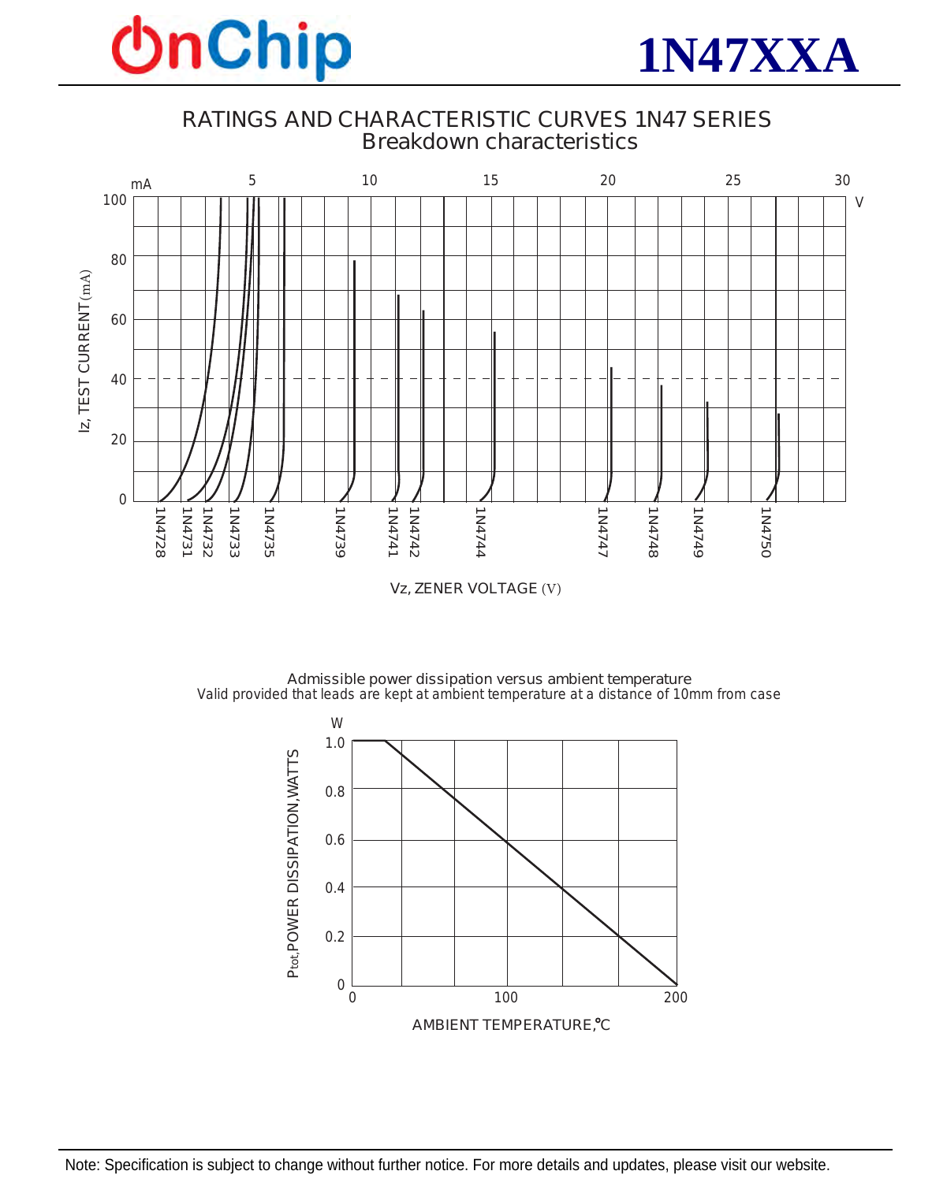# RATINGS AND CHARACTERISTIC CURVES 1N47 SERIES

## Breakdown characteristics

mA

5 10 15 20 25 30

V

100

80

60

40

20

0

Iz, TEST CURRENT(mA)

1N4728 1N4731 1N4732 1N4733 1N4735 1N4739 1N4741 1N4742 1N4744 1N4747 1N4748 1N4749 1N4750

Vz, ZENER VOLTAGE (V)

## Admissible power dissipation versus ambient temperature

Valid provided that leads are kept at ambient temperature at a distance of 10mm from case

W

1.0

0.8

0.6

0.4

0.2

0

$P_{tot}$,POWER DISSIPATION,WATTS

0 100 200

AMBIENT TEMPERATURE,℃

Note: Specification is subject to change without further notice. For more details and updates, please visit our website.